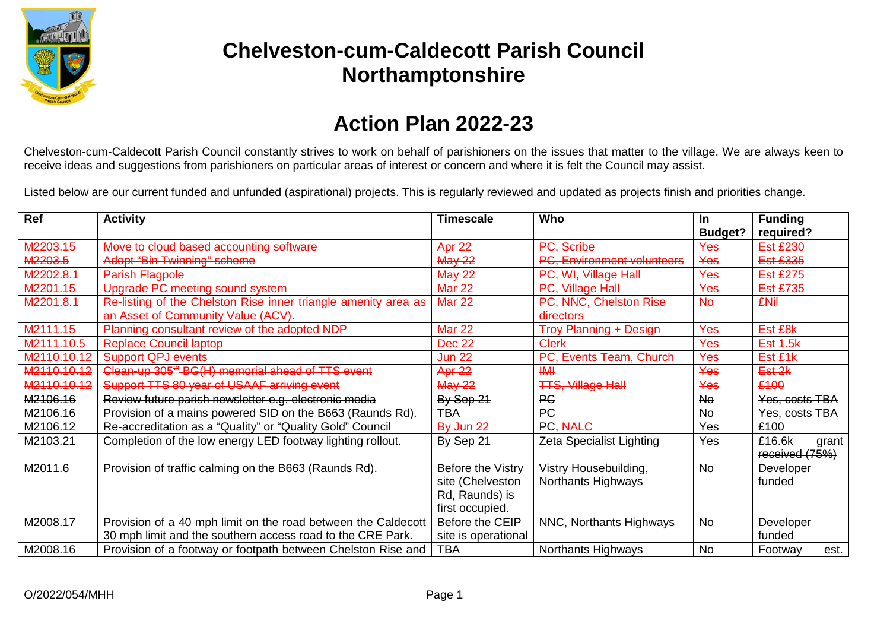# Chelveston-cum-Caldecott Parish Council
# Northamptonshire

## Action Plan 2022-23

Chelveston-cum-Caldecott Parish Council constantly strives to work on behalf of parishioners on the issues that matter to the village. We are always keen to receive ideas and suggestions from parishioners on particular areas of interest or concern and where it is felt the Council may assist.

Listed below are our current funded and unfunded (aspirational) projects. This is regularly reviewed and updated as projects finish and priorities change.

| Ref | Activity | Timescale | Who | In Budget? | Funding required? |
| --- | --- | --- | --- | --- | --- |
| ~~M2203.15~~ | ~~Move to cloud based accounting software~~ | ~~Apr 22~~ | ~~PC, Scribe~~ | ~~Yes~~ | ~~Est £230~~ |
| ~~M2203.5~~ | ~~Adopt "Bin Twinning" scheme~~ | ~~May 22~~ | ~~PC, Environment volunteers~~ | ~~Yes~~ | ~~Est £335~~ |
| ~~M2202.8.1~~ | ~~Parish Flagpole~~ | ~~May 22~~ | ~~PC, WI, Village Hall~~ | ~~Yes~~ | ~~Est £275~~ |
| M2201.15 | Upgrade PC meeting sound system | Mar 22 | PC, Village Hall | Yes | Est £735 |
| M2201.8.1 | Re-listing of the Chelston Rise inner triangle amenity area as an Asset of Community Value (ACV). | Mar 22 | PC, NNC, Chelston Rise directors | No | £Nil |
| ~~M2111.15~~ | ~~Planning consultant review of the adopted NDP~~ | ~~Mar 22~~ | ~~Troy Planning + Design~~ | ~~Yes~~ | ~~Est £8k~~ |
| M2111.10.5 | Replace Council laptop | Dec 22 | Clerk | Yes | Est 1.5k |
| ~~M2110.10.12~~ | ~~Support QPJ events~~ | ~~Jun 22~~ | ~~PC, Events Team, Church~~ | ~~Yes~~ | ~~Est £1k~~ |
| ~~M2110.10.12~~ | ~~Clean-up 305th BG(H) memorial ahead of TTS event~~ | ~~Apr 22~~ | ~~IMI~~ | ~~Yes~~ | ~~Est 2k~~ |
| ~~M2110.10.12~~ | ~~Support TTS 80 year of USAAF arriving event~~ | ~~May 22~~ | ~~TTS, Village Hall~~ | ~~Yes~~ | ~~£100~~ |
| ~~M2106.16~~ | ~~Review future parish newsletter e.g. electronic media~~ | ~~By Sep 21~~ | ~~PC~~ | ~~No~~ | ~~Yes, costs TBA~~ |
| M2106.16 | Provision of a mains powered SID on the B663 (Raunds Rd). | TBA | PC | No | Yes, costs TBA |
| M2106.12 | Re-accreditation as a "Quality" or "Quality Gold" Council | By Jun 22 | PC, NALC | Yes | £100 |
| ~~M2103.21~~ | ~~Completion of the low energy LED footway lighting rollout.~~ | ~~By Sep 21~~ | ~~Zeta Specialist Lighting~~ | ~~Yes~~ | ~~£16.6k grant received (75%)~~ |
| M2011.6 | Provision of traffic calming on the B663 (Raunds Rd). | Before the Vistry site (Chelveston Rd, Raunds) is first occupied. | Vistry Housebuilding, Northants Highways | No | Developer funded |
| M2008.17 | Provision of a 40 mph limit on the road between the Caldecott 30 mph limit and the southern access road to the CRE Park. | Before the CEIP site is operational | NNC, Northants Highways | No | Developer funded |
| M2008.16 | Provision of a footway or footpath between Chelston Rise and | TBA | Northants Highways | No | Footway est. |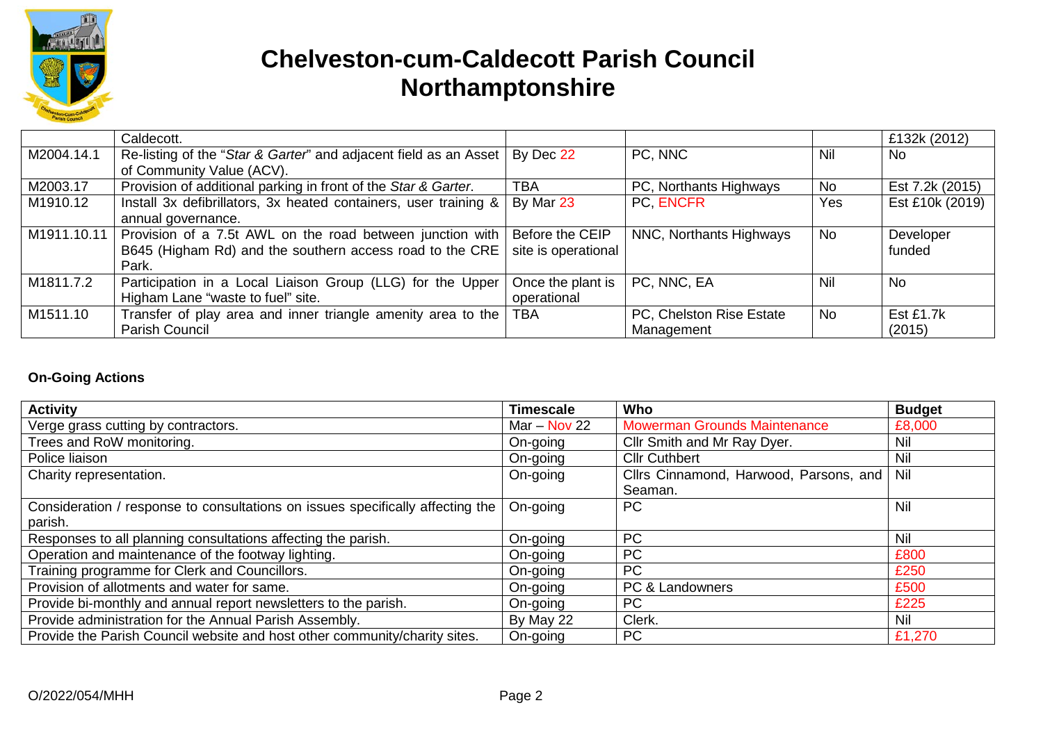# Chelveston-cum-Caldecott Parish Council
# Northamptonshire

| | | | | | |
|---|---|---|---|---|---|
| | Caldecott. | | | | £132k (2012) |
| M2004.14.1 | Re-listing of the "*Star & Garter*" and adjacent field as an Asset of Community Value (ACV). | By Dec 22 | PC, NNC | Nil | No |
| M2003.17 | Provision of additional parking in front of the *Star & Garter*. | TBA | PC, Northants Highways | No | Est 7.2k (2015) |
| M1910.12 | Install 3x defibrillators, 3x heated containers, user training & annual governance. | By Mar 23 | PC, ENCFR | Yes | Est £10k (2019) |
| M1911.10.11 | Provision of a 7.5t AWL on the road between junction with B645 (Higham Rd) and the southern access road to the CRE Park. | Before the CEIP site is operational | NNC, Northants Highways | No | Developer funded |
| M1811.7.2 | Participation in a Local Liaison Group (LLG) for the Upper Higham Lane "waste to fuel" site. | Once the plant is operational | PC, NNC, EA | Nil | No |
| M1511.10 | Transfer of play area and inner triangle amenity area to the Parish Council | TBA | PC, Chelston Rise Estate Management | No | Est £1.7k (2015) |

**On-Going Actions**

| Activity | Timescale | Who | Budget |
|---|---|---|---|
| Verge grass cutting by contractors. | Mar – Nov 22 | Mowerman Grounds Maintenance | £8,000 |
| Trees and RoW monitoring. | On-going | Cllr Smith and Mr Ray Dyer. | Nil |
| Police liaison | On-going | Cllr Cuthbert | Nil |
| Charity representation. | On-going | Cllrs Cinnamond, Harwood, Parsons, and Seaman. | Nil |
| Consideration / response to consultations on issues specifically affecting the parish. | On-going | PC | Nil |
| Responses to all planning consultations affecting the parish. | On-going | PC | Nil |
| Operation and maintenance of the footway lighting. | On-going | PC | £800 |
| Training programme for Clerk and Councillors. | On-going | PC | £250 |
| Provision of allotments and water for same. | On-going | PC & Landowners | £500 |
| Provide bi-monthly and annual report newsletters to the parish. | On-going | PC | £225 |
| Provide administration for the Annual Parish Assembly. | By May 22 | Clerk. | Nil |
| Provide the Parish Council website and host other community/charity sites. | On-going | PC | £1,270 |

O/2022/054/MHH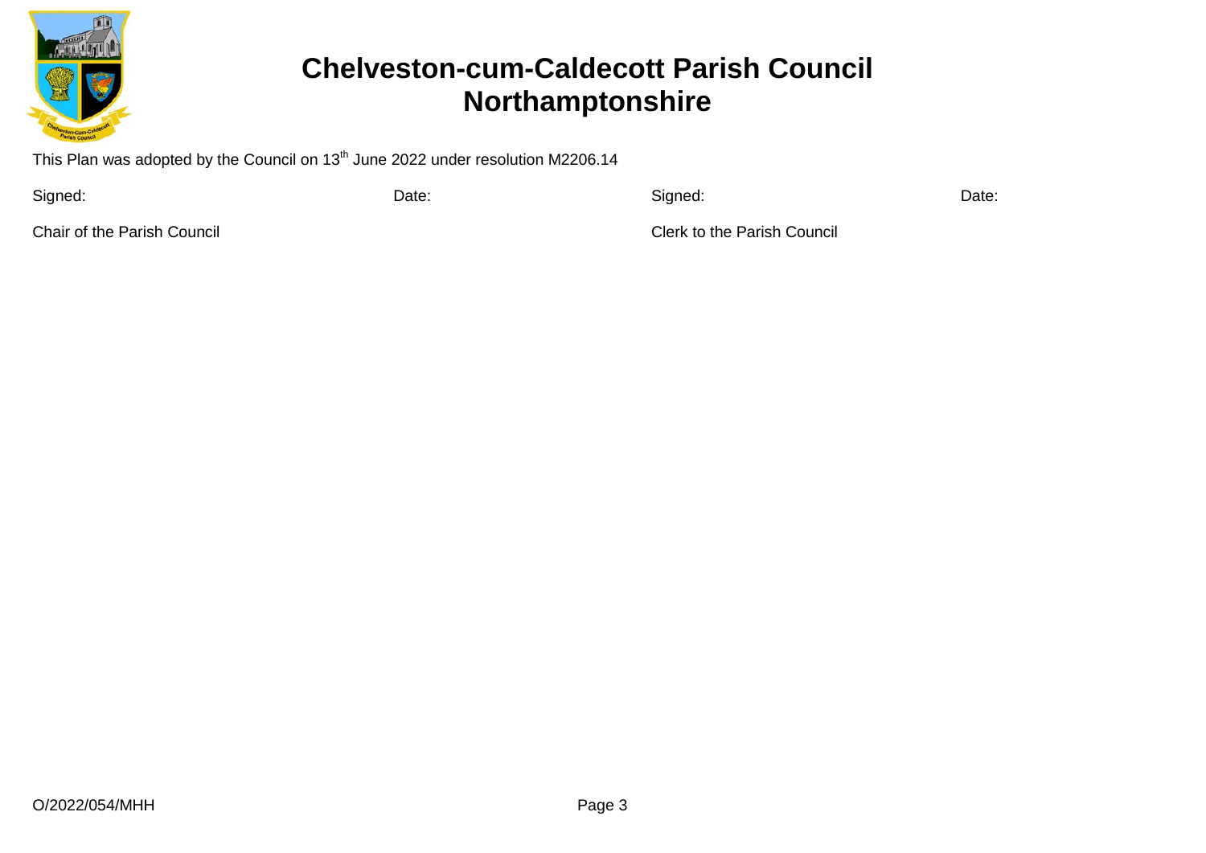# Chelveston-cum-Caldecott Parish Council
# Northamptonshire

This Plan was adopted by the Council on 13th June 2022 under resolution M2206.14

| | | | |
|---|---|---|---|
| Signed: | Date: | Signed: | Date: |
| Chair of the Parish Council | | Clerk to the Parish Council | |

O/2022/054/MHH